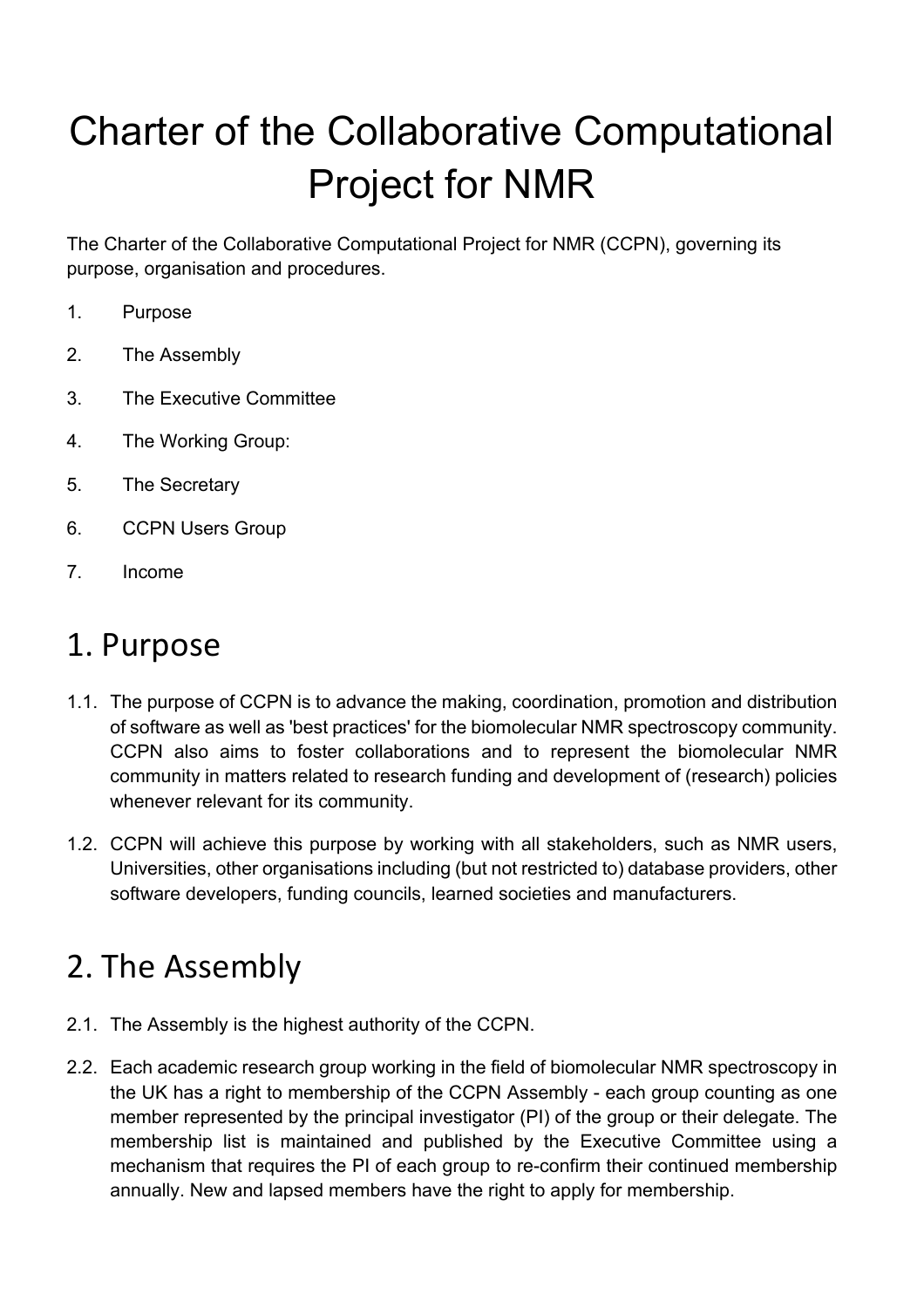# Charter of the Collaborative Computational Project for NMR

The Charter of the Collaborative Computational Project for NMR (CCPN), governing its purpose, organisation and procedures.

1. Purpose
2. The Assembly
3. The Executive Committee
4. The Working Group:
5. The Secretary
6. CCPN Users Group
7. Income

## 1. Purpose

1.1. The purpose of CCPN is to advance the making, coordination, promotion and distribution of software as well as 'best practices' for the biomolecular NMR spectroscopy community. CCPN also aims to foster collaborations and to represent the biomolecular NMR community in matters related to research funding and development of (research) policies whenever relevant for its community.

1.2. CCPN will achieve this purpose by working with all stakeholders, such as NMR users, Universities, other organisations including (but not restricted to) database providers, other software developers, funding councils, learned societies and manufacturers.

## 2. The Assembly

2.1. The Assembly is the highest authority of the CCPN.

2.2. Each academic research group working in the field of biomolecular NMR spectroscopy in the UK has a right to membership of the CCPN Assembly - each group counting as one member represented by the principal investigator (PI) of the group or their delegate. The membership list is maintained and published by the Executive Committee using a mechanism that requires the PI of each group to re-confirm their continued membership annually. New and lapsed members have the right to apply for membership.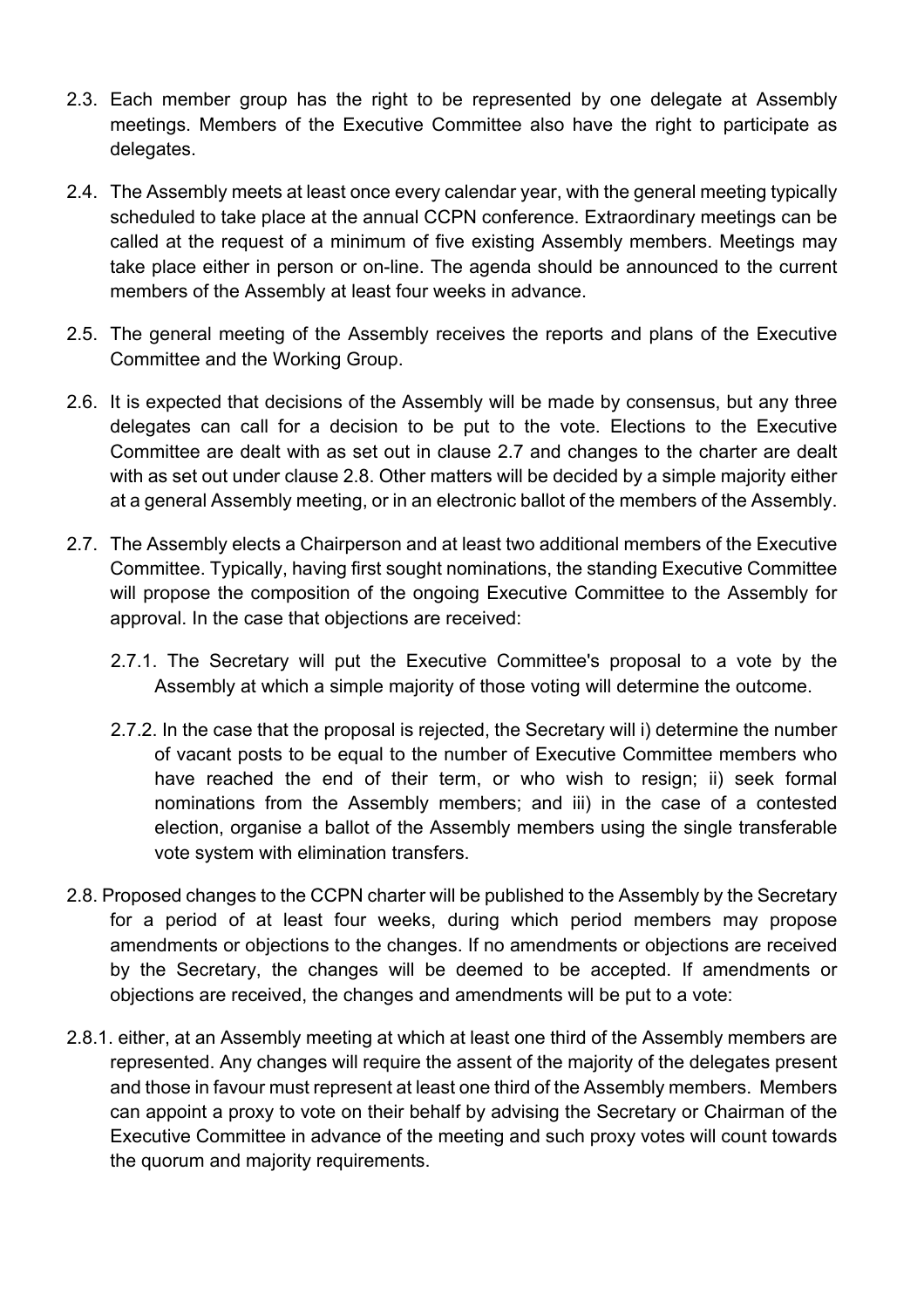2.3. Each member group has the right to be represented by one delegate at Assembly meetings. Members of the Executive Committee also have the right to participate as delegates.

2.4. The Assembly meets at least once every calendar year, with the general meeting typically scheduled to take place at the annual CCPN conference. Extraordinary meetings can be called at the request of a minimum of five existing Assembly members. Meetings may take place either in person or on-line. The agenda should be announced to the current members of the Assembly at least four weeks in advance.

2.5. The general meeting of the Assembly receives the reports and plans of the Executive Committee and the Working Group.

2.6. It is expected that decisions of the Assembly will be made by consensus, but any three delegates can call for a decision to be put to the vote. Elections to the Executive Committee are dealt with as set out in clause 2.7 and changes to the charter are dealt with as set out under clause 2.8. Other matters will be decided by a simple majority either at a general Assembly meeting, or in an electronic ballot of the members of the Assembly.

2.7. The Assembly elects a Chairperson and at least two additional members of the Executive Committee. Typically, having first sought nominations, the standing Executive Committee will propose the composition of the ongoing Executive Committee to the Assembly for approval. In the case that objections are received:

   2.7.1. The Secretary will put the Executive Committee's proposal to a vote by the Assembly at which a simple majority of those voting will determine the outcome.

   2.7.2. In the case that the proposal is rejected, the Secretary will i) determine the number of vacant posts to be equal to the number of Executive Committee members who have reached the end of their term, or who wish to resign; ii) seek formal nominations from the Assembly members; and iii) in the case of a contested election, organise a ballot of the Assembly members using the single transferable vote system with elimination transfers.

2.8. Proposed changes to the CCPN charter will be published to the Assembly by the Secretary for a period of at least four weeks, during which period members may propose amendments or objections to the changes. If no amendments or objections are received by the Secretary, the changes will be deemed to be accepted. If amendments or objections are received, the changes and amendments will be put to a vote:

2.8.1. either, at an Assembly meeting at which at least one third of the Assembly members are represented. Any changes will require the assent of the majority of the delegates present and those in favour must represent at least one third of the Assembly members. Members can appoint a proxy to vote on their behalf by advising the Secretary or Chairman of the Executive Committee in advance of the meeting and such proxy votes will count towards the quorum and majority requirements.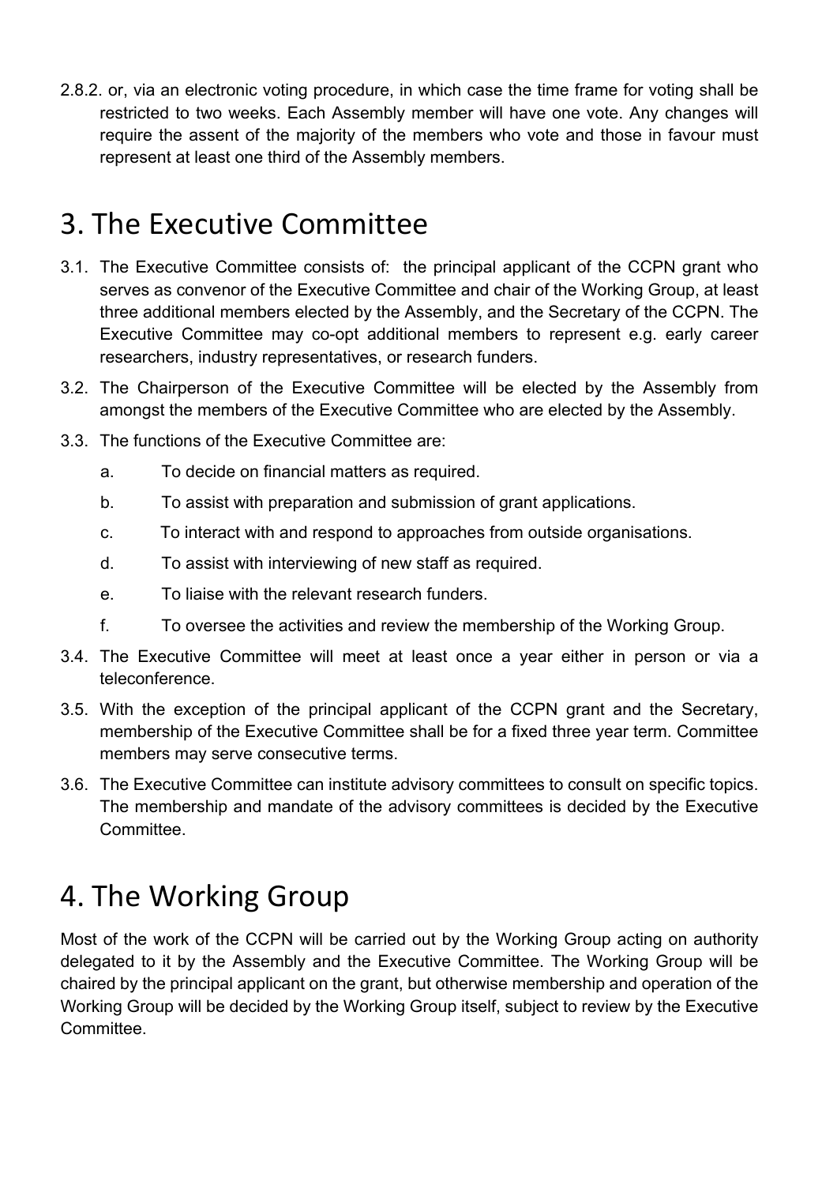2.8.2. or, via an electronic voting procedure, in which case the time frame for voting shall be restricted to two weeks. Each Assembly member will have one vote. Any changes will require the assent of the majority of the members who vote and those in favour must represent at least one third of the Assembly members.

# 3. The Executive Committee

3.1. The Executive Committee consists of: the principal applicant of the CCPN grant who serves as convenor of the Executive Committee and chair of the Working Group, at least three additional members elected by the Assembly, and the Secretary of the CCPN. The Executive Committee may co-opt additional members to represent e.g. early career researchers, industry representatives, or research funders.

3.2. The Chairperson of the Executive Committee will be elected by the Assembly from amongst the members of the Executive Committee who are elected by the Assembly.

3.3. The functions of the Executive Committee are:

a. To decide on financial matters as required.

b. To assist with preparation and submission of grant applications.

c. To interact with and respond to approaches from outside organisations.

d. To assist with interviewing of new staff as required.

e. To liaise with the relevant research funders.

f. To oversee the activities and review the membership of the Working Group.

3.4. The Executive Committee will meet at least once a year either in person or via a teleconference.

3.5. With the exception of the principal applicant of the CCPN grant and the Secretary, membership of the Executive Committee shall be for a fixed three year term. Committee members may serve consecutive terms.

3.6. The Executive Committee can institute advisory committees to consult on specific topics. The membership and mandate of the advisory committees is decided by the Executive Committee.

# 4. The Working Group

Most of the work of the CCPN will be carried out by the Working Group acting on authority delegated to it by the Assembly and the Executive Committee. The Working Group will be chaired by the principal applicant on the grant, but otherwise membership and operation of the Working Group will be decided by the Working Group itself, subject to review by the Executive Committee.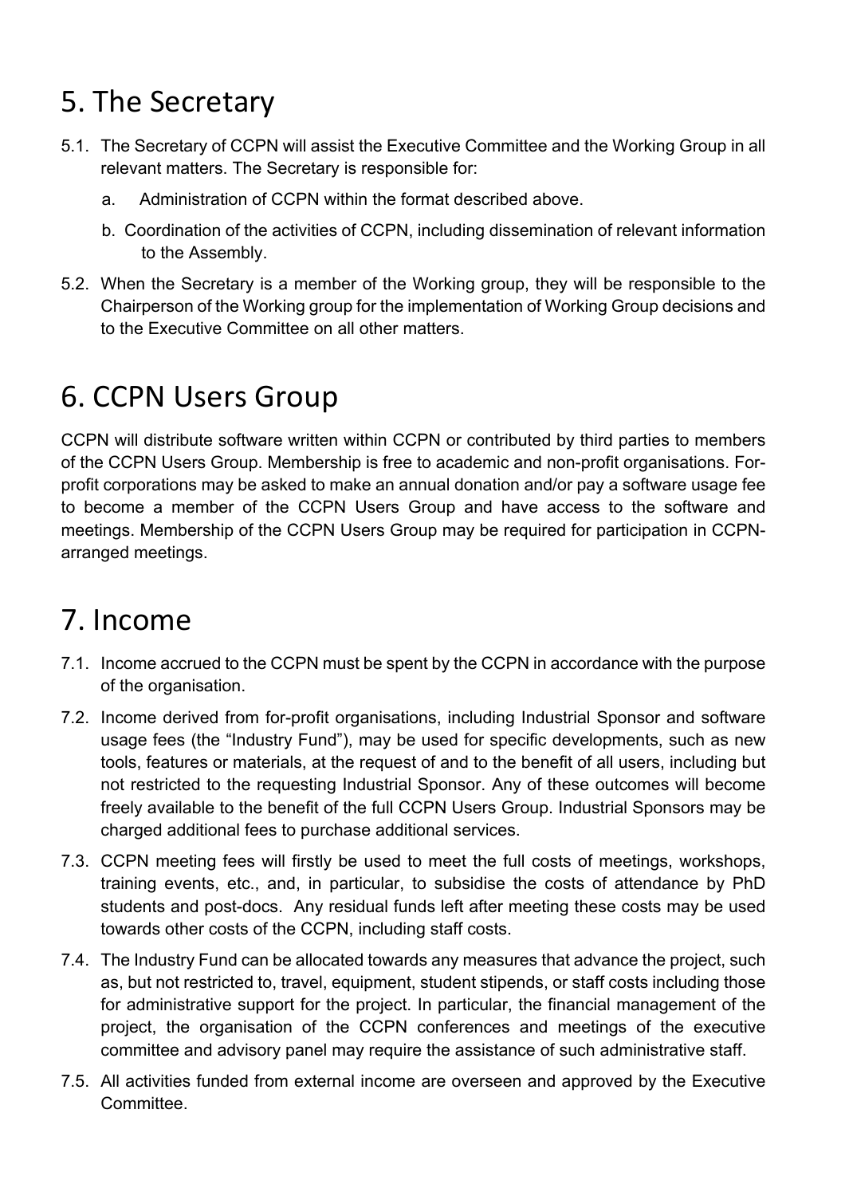# 5. The Secretary

5.1. The Secretary of CCPN will assist the Executive Committee and the Working Group in all relevant matters. The Secretary is responsible for:

a. Administration of CCPN within the format described above.

b. Coordination of the activities of CCPN, including dissemination of relevant information to the Assembly.

5.2. When the Secretary is a member of the Working group, they will be responsible to the Chairperson of the Working group for the implementation of Working Group decisions and to the Executive Committee on all other matters.

# 6. CCPN Users Group

CCPN will distribute software written within CCPN or contributed by third parties to members of the CCPN Users Group. Membership is free to academic and non-profit organisations. For-profit corporations may be asked to make an annual donation and/or pay a software usage fee to become a member of the CCPN Users Group and have access to the software and meetings. Membership of the CCPN Users Group may be required for participation in CCPN-arranged meetings.

# 7. Income

7.1. Income accrued to the CCPN must be spent by the CCPN in accordance with the purpose of the organisation.

7.2. Income derived from for-profit organisations, including Industrial Sponsor and software usage fees (the "Industry Fund"), may be used for specific developments, such as new tools, features or materials, at the request of and to the benefit of all users, including but not restricted to the requesting Industrial Sponsor. Any of these outcomes will become freely available to the benefit of the full CCPN Users Group. Industrial Sponsors may be charged additional fees to purchase additional services.

7.3. CCPN meeting fees will firstly be used to meet the full costs of meetings, workshops, training events, etc., and, in particular, to subsidise the costs of attendance by PhD students and post-docs. Any residual funds left after meeting these costs may be used towards other costs of the CCPN, including staff costs.

7.4. The Industry Fund can be allocated towards any measures that advance the project, such as, but not restricted to, travel, equipment, student stipends, or staff costs including those for administrative support for the project. In particular, the financial management of the project, the organisation of the CCPN conferences and meetings of the executive committee and advisory panel may require the assistance of such administrative staff.

7.5. All activities funded from external income are overseen and approved by the Executive Committee.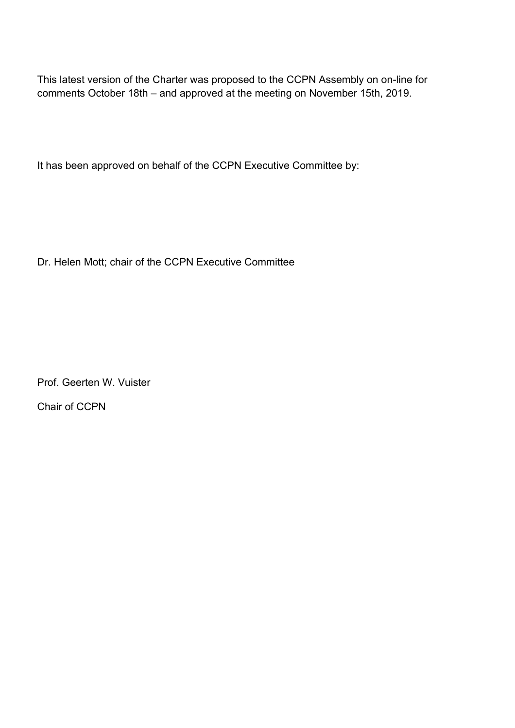This latest version of the Charter was proposed to the CCPN Assembly on on-line for comments October 18th – and approved at the meeting on November 15th, 2019.

It has been approved on behalf of the CCPN Executive Committee by:

Dr. Helen Mott; chair of the CCPN Executive Committee

Prof. Geerten W. Vuister

Chair of CCPN